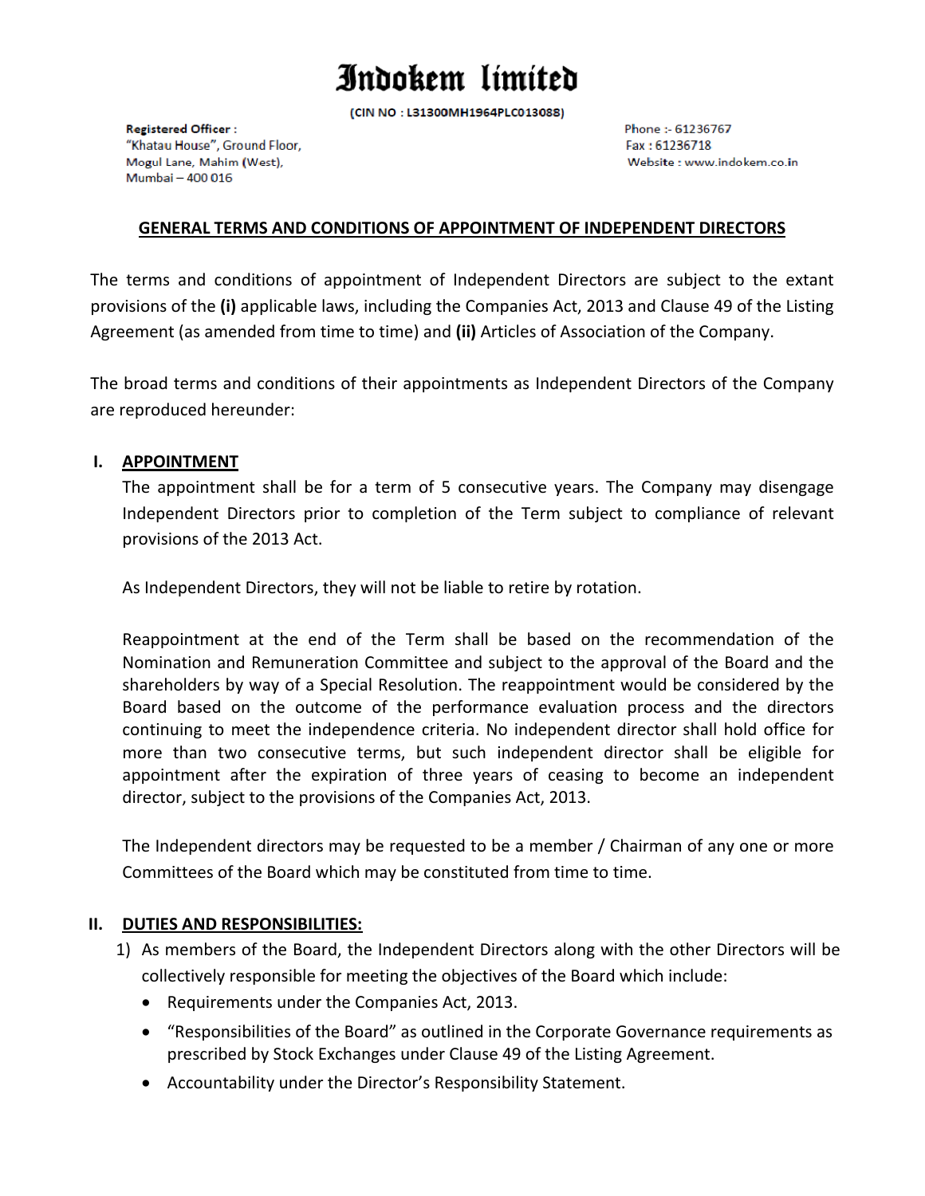# Indokem limited

(CIN NO : L31300MH1964PLC013088)

**Registered Officer :**
"Khatau House", Ground Floor,
Mogul Lane, Mahim (West),
Mumbai – 400 016

Phone :- 61236767
Fax : 61236718
Website : www.indokem.co.in

## GENERAL TERMS AND CONDITIONS OF APPOINTMENT OF INDEPENDENT DIRECTORS

The terms and conditions of appointment of Independent Directors are subject to the extant provisions of the **(i)** applicable laws, including the Companies Act, 2013 and Clause 49 of the Listing Agreement (as amended from time to time) and **(ii)** Articles of Association of the Company.

The broad terms and conditions of their appointments as Independent Directors of the Company are reproduced hereunder:

### I. APPOINTMENT

The appointment shall be for a term of 5 consecutive years. The Company may disengage Independent Directors prior to completion of the Term subject to compliance of relevant provisions of the 2013 Act.

As Independent Directors, they will not be liable to retire by rotation.

Reappointment at the end of the Term shall be based on the recommendation of the Nomination and Remuneration Committee and subject to the approval of the Board and the shareholders by way of a Special Resolution. The reappointment would be considered by the Board based on the outcome of the performance evaluation process and the directors continuing to meet the independence criteria. No independent director shall hold office for more than two consecutive terms, but such independent director shall be eligible for appointment after the expiration of three years of ceasing to become an independent director, subject to the provisions of the Companies Act, 2013.

The Independent directors may be requested to be a member / Chairman of any one or more Committees of the Board which may be constituted from time to time.

### II. DUTIES AND RESPONSIBILITIES:

1) As members of the Board, the Independent Directors along with the other Directors will be collectively responsible for meeting the objectives of the Board which include:
   - Requirements under the Companies Act, 2013.
   - "Responsibilities of the Board" as outlined in the Corporate Governance requirements as prescribed by Stock Exchanges under Clause 49 of the Listing Agreement.
   - Accountability under the Director's Responsibility Statement.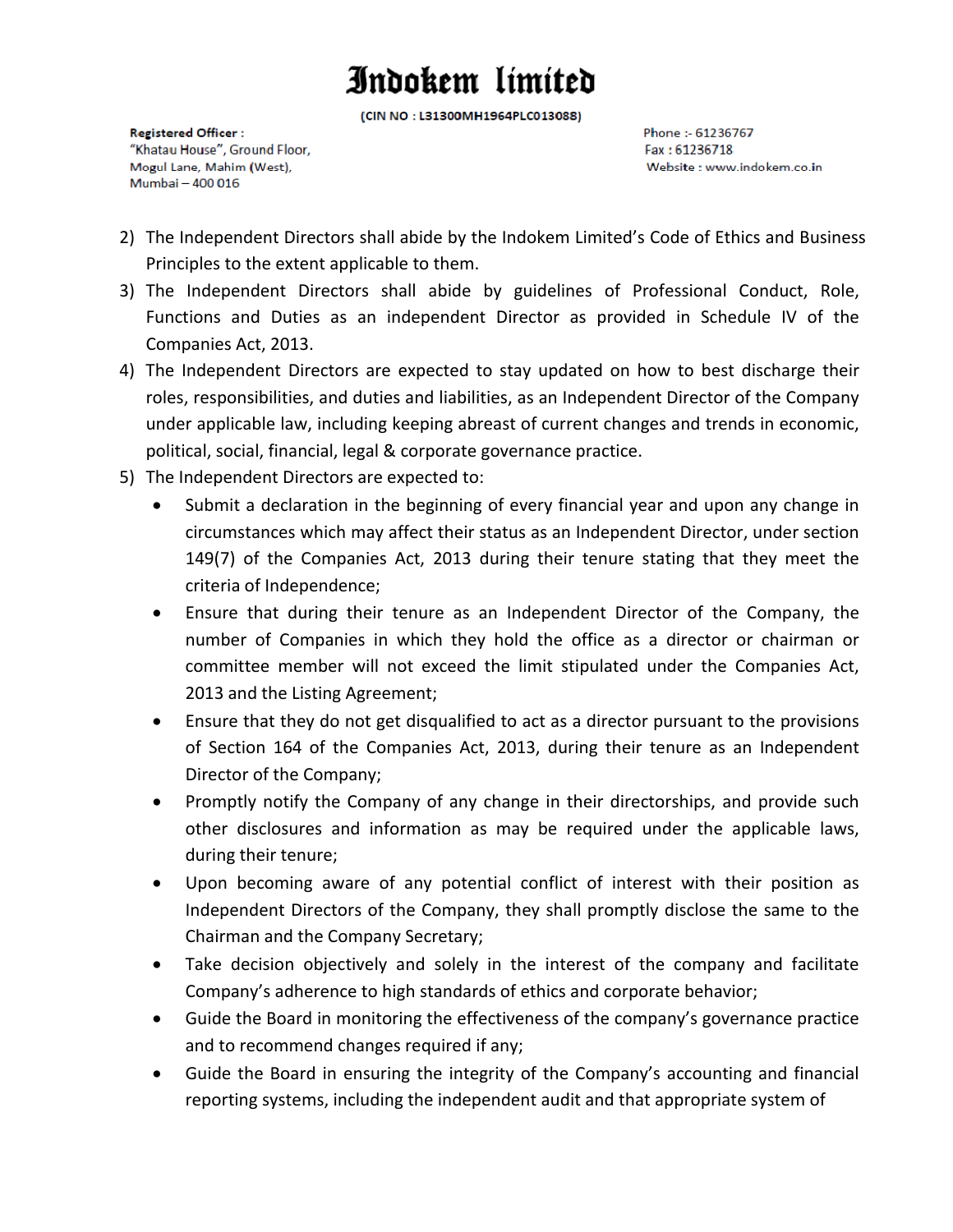2) The Independent Directors shall abide by the Indokem Limited's Code of Ethics and Business Principles to the extent applicable to them.
3) The Independent Directors shall abide by guidelines of Professional Conduct, Role, Functions and Duties as an independent Director as provided in Schedule IV of the Companies Act, 2013.
4) The Independent Directors are expected to stay updated on how to best discharge their roles, responsibilities, and duties and liabilities, as an Independent Director of the Company under applicable law, including keeping abreast of current changes and trends in economic, political, social, financial, legal & corporate governance practice.
5) The Independent Directors are expected to:
   - Submit a declaration in the beginning of every financial year and upon any change in circumstances which may affect their status as an Independent Director, under section 149(7) of the Companies Act, 2013 during their tenure stating that they meet the criteria of Independence;
   - Ensure that during their tenure as an Independent Director of the Company, the number of Companies in which they hold the office as a director or chairman or committee member will not exceed the limit stipulated under the Companies Act, 2013 and the Listing Agreement;
   - Ensure that they do not get disqualified to act as a director pursuant to the provisions of Section 164 of the Companies Act, 2013, during their tenure as an Independent Director of the Company;
   - Promptly notify the Company of any change in their directorships, and provide such other disclosures and information as may be required under the applicable laws, during their tenure;
   - Upon becoming aware of any potential conflict of interest with their position as Independent Directors of the Company, they shall promptly disclose the same to the Chairman and the Company Secretary;
   - Take decision objectively and solely in the interest of the company and facilitate Company's adherence to high standards of ethics and corporate behavior;
   - Guide the Board in monitoring the effectiveness of the company's governance practice and to recommend changes required if any;
   - Guide the Board in ensuring the integrity of the Company's accounting and financial reporting systems, including the independent audit and that appropriate system of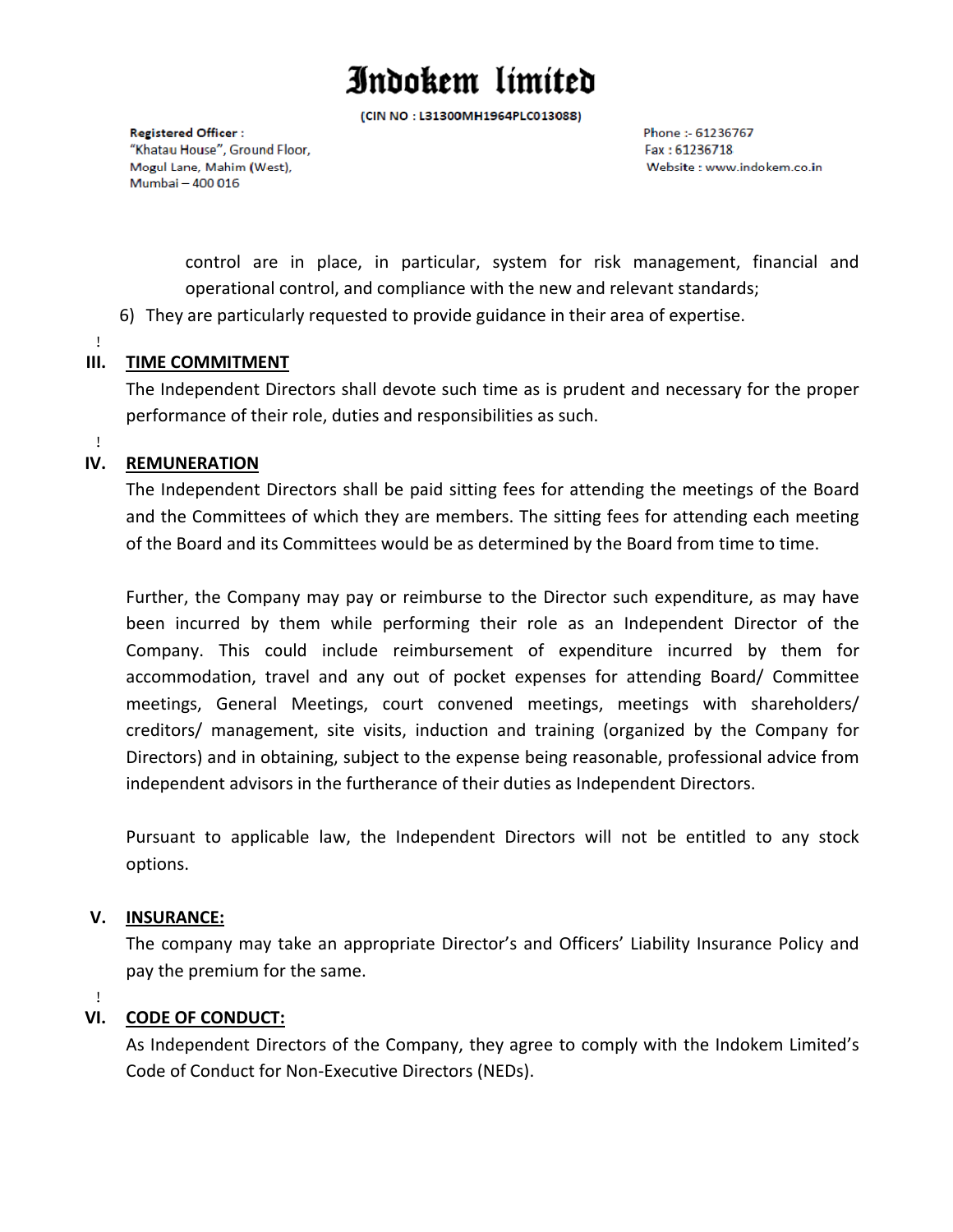control are in place, in particular, system for risk management, financial and operational control, and compliance with the new and relevant standards;

6) They are particularly requested to provide guidance in their area of expertise.

## III. TIME COMMITMENT

The Independent Directors shall devote such time as is prudent and necessary for the proper performance of their role, duties and responsibilities as such.

## IV. REMUNERATION

The Independent Directors shall be paid sitting fees for attending the meetings of the Board and the Committees of which they are members. The sitting fees for attending each meeting of the Board and its Committees would be as determined by the Board from time to time.

Further, the Company may pay or reimburse to the Director such expenditure, as may have been incurred by them while performing their role as an Independent Director of the Company. This could include reimbursement of expenditure incurred by them for accommodation, travel and any out of pocket expenses for attending Board/ Committee meetings, General Meetings, court convened meetings, meetings with shareholders/ creditors/ management, site visits, induction and training (organized by the Company for Directors) and in obtaining, subject to the expense being reasonable, professional advice from independent advisors in the furtherance of their duties as Independent Directors.

Pursuant to applicable law, the Independent Directors will not be entitled to any stock options.

## V. INSURANCE:

The company may take an appropriate Director's and Officers' Liability Insurance Policy and pay the premium for the same.

## VI. CODE OF CONDUCT:

As Independent Directors of the Company, they agree to comply with the Indokem Limited's Code of Conduct for Non-Executive Directors (NEDs).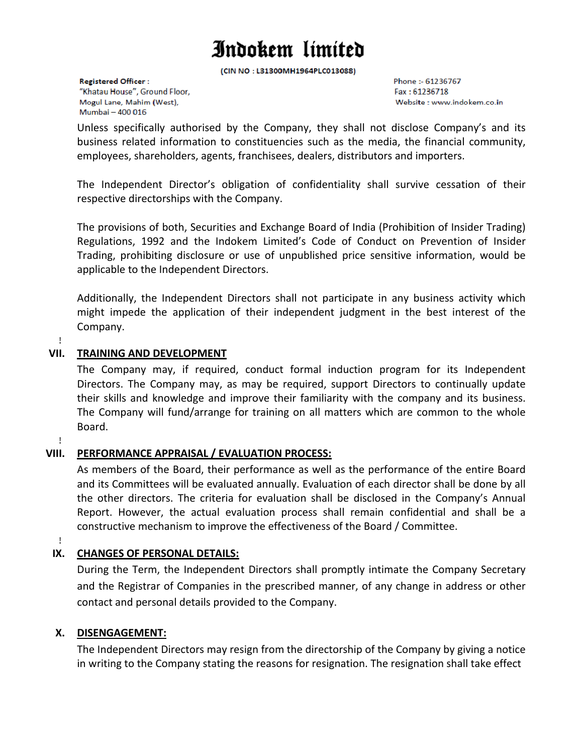Unless specifically authorised by the Company, they shall not disclose Company's and its business related information to constituencies such as the media, the financial community, employees, shareholders, agents, franchisees, dealers, distributors and importers.

The Independent Director's obligation of confidentiality shall survive cessation of their respective directorships with the Company.

The provisions of both, Securities and Exchange Board of India (Prohibition of Insider Trading) Regulations, 1992 and the Indokem Limited's Code of Conduct on Prevention of Insider Trading, prohibiting disclosure or use of unpublished price sensitive information, would be applicable to the Independent Directors.

Additionally, the Independent Directors shall not participate in any business activity which might impede the application of their independent judgment in the best interest of the Company.

## VII. TRAINING AND DEVELOPMENT

The Company may, if required, conduct formal induction program for its Independent Directors. The Company may, as may be required, support Directors to continually update their skills and knowledge and improve their familiarity with the company and its business. The Company will fund/arrange for training on all matters which are common to the whole Board.

## VIII. PERFORMANCE APPRAISAL / EVALUATION PROCESS:

As members of the Board, their performance as well as the performance of the entire Board and its Committees will be evaluated annually. Evaluation of each director shall be done by all the other directors. The criteria for evaluation shall be disclosed in the Company's Annual Report. However, the actual evaluation process shall remain confidential and shall be a constructive mechanism to improve the effectiveness of the Board / Committee.

## IX. CHANGES OF PERSONAL DETAILS:

During the Term, the Independent Directors shall promptly intimate the Company Secretary and the Registrar of Companies in the prescribed manner, of any change in address or other contact and personal details provided to the Company.

## X. DISENGAGEMENT:

The Independent Directors may resign from the directorship of the Company by giving a notice in writing to the Company stating the reasons for resignation. The resignation shall take effect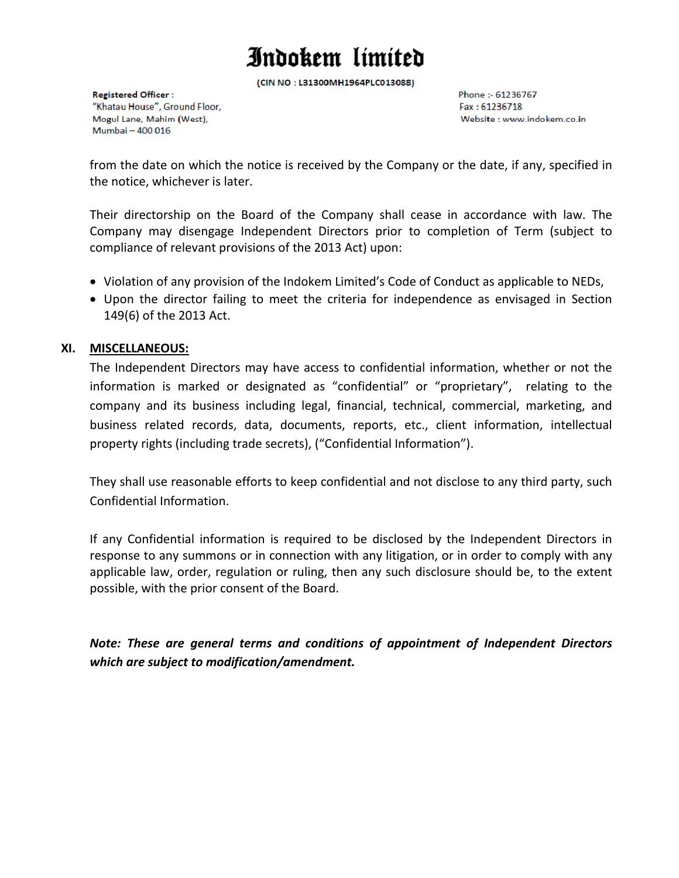from the date on which the notice is received by the Company or the date, if any, specified in the notice, whichever is later.

Their directorship on the Board of the Company shall cease in accordance with law. The Company may disengage Independent Directors prior to completion of Term (subject to compliance of relevant provisions of the 2013 Act) upon:

- Violation of any provision of the Indokem Limited's Code of Conduct as applicable to NEDs,
- Upon the director failing to meet the criteria for independence as envisaged in Section 149(6) of the 2013 Act.

## XI. MISCELLANEOUS:

The Independent Directors may have access to confidential information, whether or not the information is marked or designated as "confidential" or "proprietary", relating to the company and its business including legal, financial, technical, commercial, marketing, and business related records, data, documents, reports, etc., client information, intellectual property rights (including trade secrets), ("Confidential Information").

They shall use reasonable efforts to keep confidential and not disclose to any third party, such Confidential Information.

If any Confidential information is required to be disclosed by the Independent Directors in response to any summons or in connection with any litigation, or in order to comply with any applicable law, order, regulation or ruling, then any such disclosure should be, to the extent possible, with the prior consent of the Board.

***Note: These are general terms and conditions of appointment of Independent Directors which are subject to modification/amendment.***